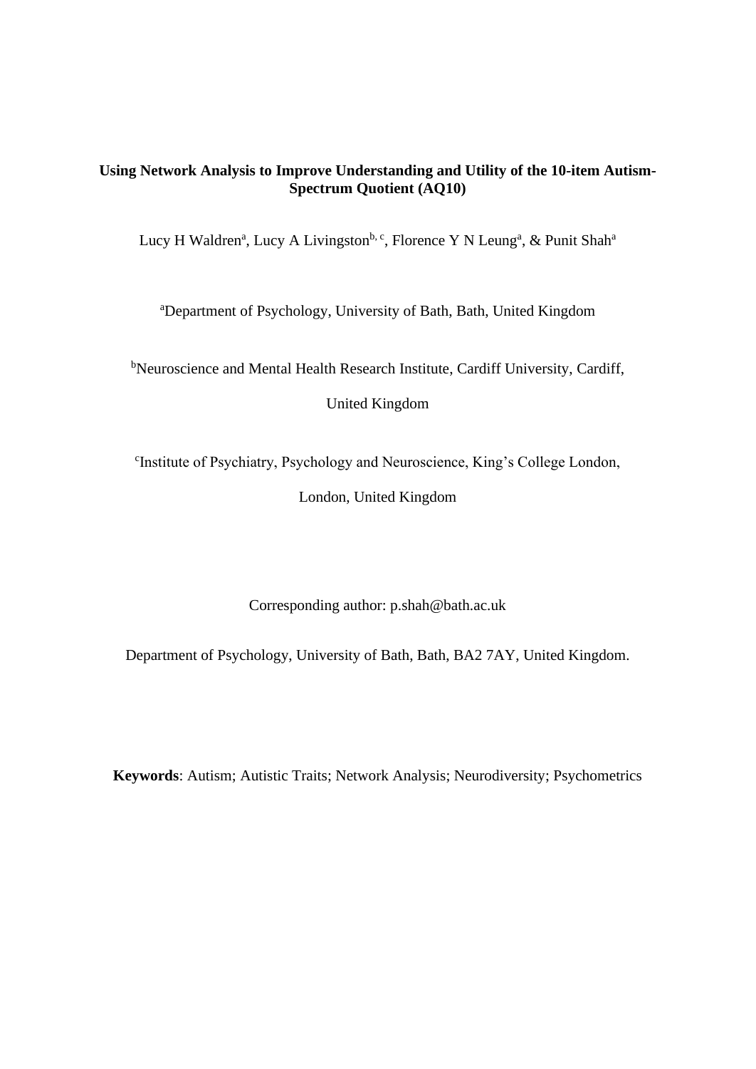# Using Network Analysis to Improve Understanding and Utility of the 10-item Autism-Spectrum Quotient (AQ10)

Lucy H Waldren[a], Lucy A Livingston[b, c], Florence Y N Leung[a], & Punit Shah[a]

[a]Department of Psychology, University of Bath, Bath, United Kingdom

[b]Neuroscience and Mental Health Research Institute, Cardiff University, Cardiff, United Kingdom

[c]Institute of Psychiatry, Psychology and Neuroscience, King's College London, London, United Kingdom

Corresponding author: p.shah@bath.ac.uk

Department of Psychology, University of Bath, Bath, BA2 7AY, United Kingdom.

**Keywords**: Autism; Autistic Traits; Network Analysis; Neurodiversity; Psychometrics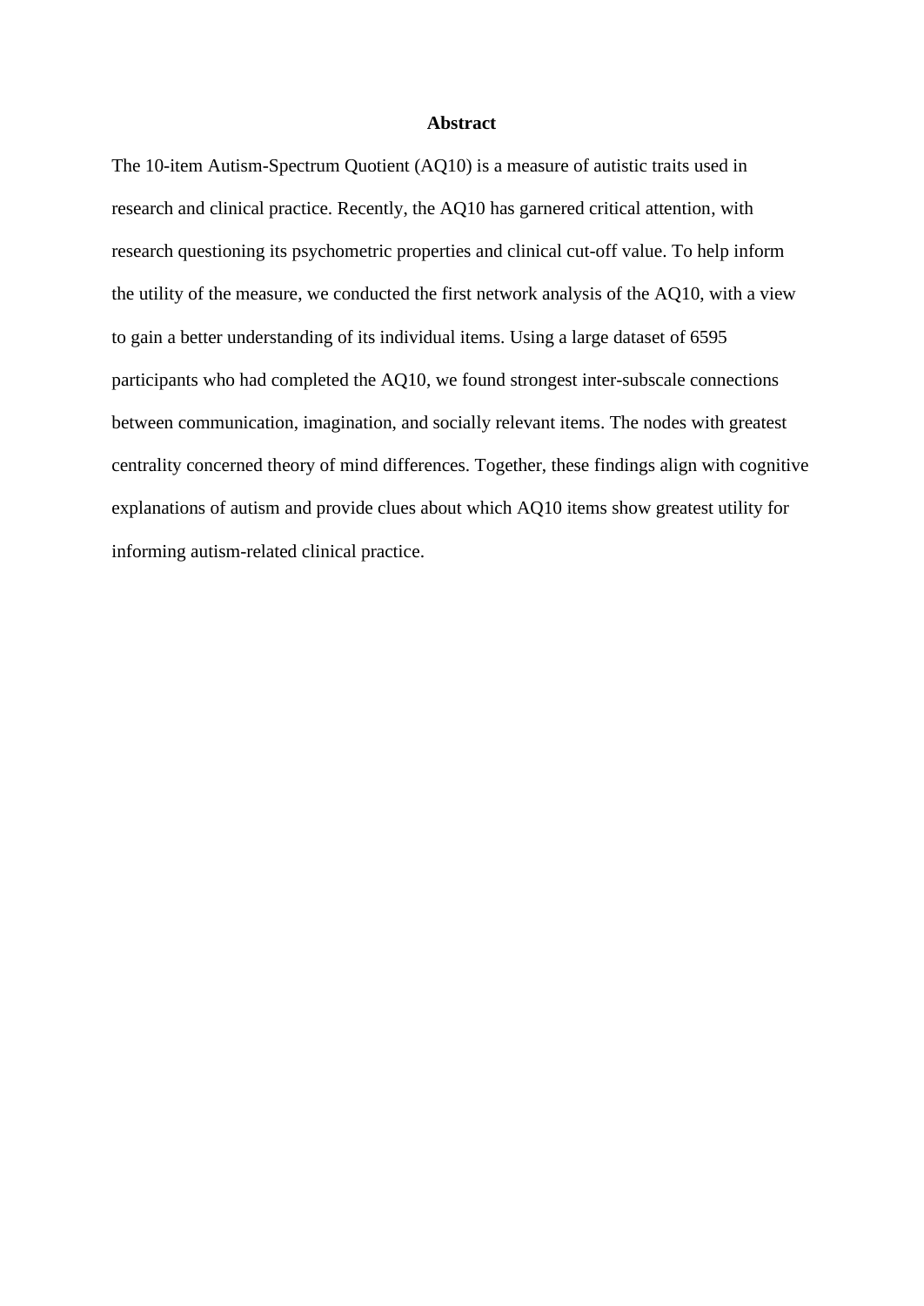## Abstract

The 10-item Autism-Spectrum Quotient (AQ10) is a measure of autistic traits used in research and clinical practice. Recently, the AQ10 has garnered critical attention, with research questioning its psychometric properties and clinical cut-off value. To help inform the utility of the measure, we conducted the first network analysis of the AQ10, with a view to gain a better understanding of its individual items. Using a large dataset of 6595 participants who had completed the AQ10, we found strongest inter-subscale connections between communication, imagination, and socially relevant items. The nodes with greatest centrality concerned theory of mind differences. Together, these findings align with cognitive explanations of autism and provide clues about which AQ10 items show greatest utility for informing autism-related clinical practice.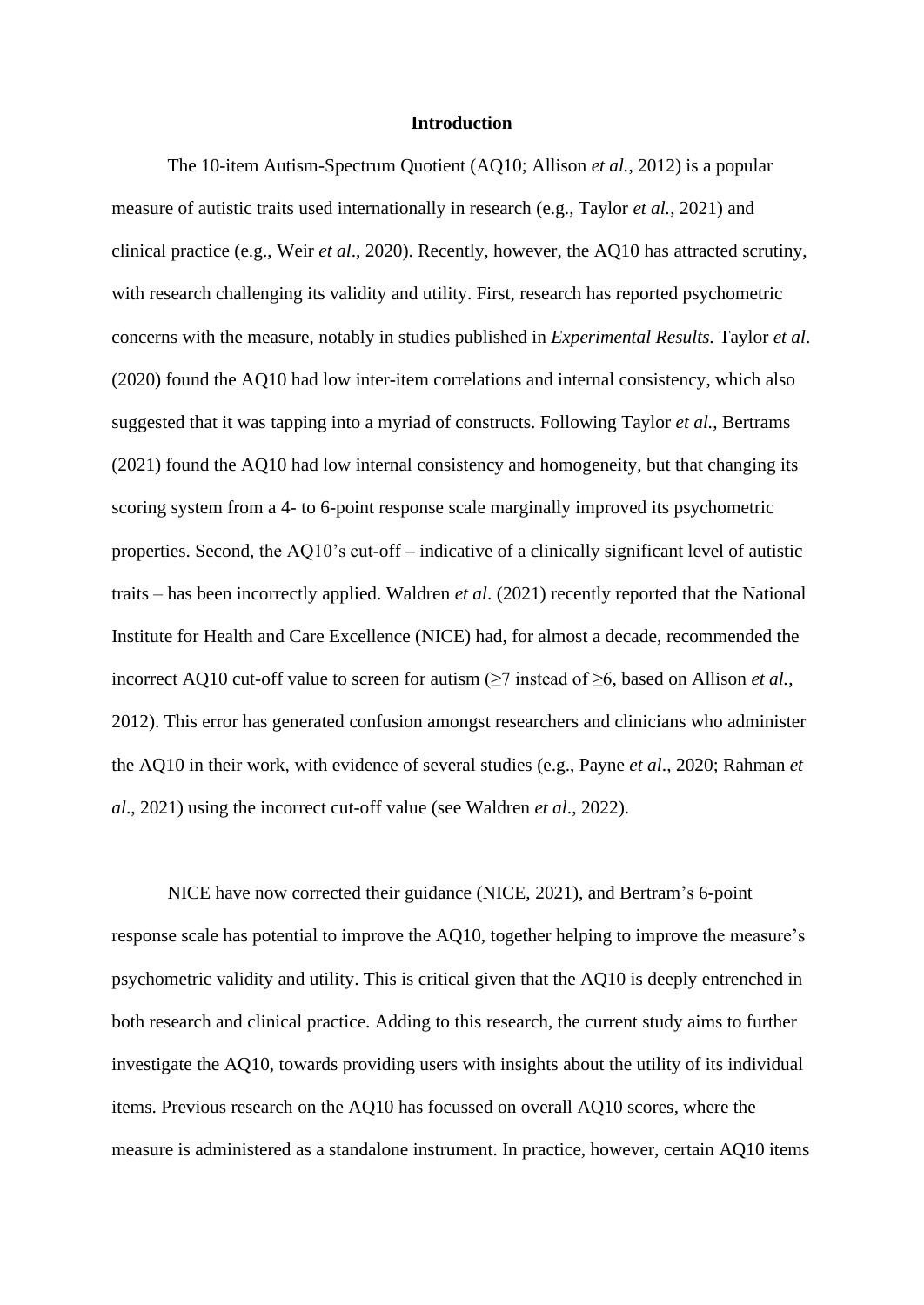## Introduction

The 10-item Autism-Spectrum Quotient (AQ10; Allison *et al.*, 2012) is a popular measure of autistic traits used internationally in research (e.g., Taylor *et al.*, 2021) and clinical practice (e.g., Weir *et al*., 2020). Recently, however, the AQ10 has attracted scrutiny, with research challenging its validity and utility. First, research has reported psychometric concerns with the measure, notably in studies published in *Experimental Results.* Taylor *et al*. (2020) found the AQ10 had low inter-item correlations and internal consistency, which also suggested that it was tapping into a myriad of constructs. Following Taylor *et al.*, Bertrams (2021) found the AQ10 had low internal consistency and homogeneity, but that changing its scoring system from a 4- to 6-point response scale marginally improved its psychometric properties. Second, the AQ10's cut-off – indicative of a clinically significant level of autistic traits – has been incorrectly applied. Waldren *et al*. (2021) recently reported that the National Institute for Health and Care Excellence (NICE) had, for almost a decade, recommended the incorrect AQ10 cut-off value to screen for autism (≥7 instead of ≥6, based on Allison *et al.*, 2012). This error has generated confusion amongst researchers and clinicians who administer the AQ10 in their work, with evidence of several studies (e.g., Payne *et al*., 2020; Rahman *et al*., 2021) using the incorrect cut-off value (see Waldren *et al*., 2022).

NICE have now corrected their guidance (NICE, 2021), and Bertram's 6-point response scale has potential to improve the AQ10, together helping to improve the measure's psychometric validity and utility. This is critical given that the AQ10 is deeply entrenched in both research and clinical practice. Adding to this research, the current study aims to further investigate the AQ10, towards providing users with insights about the utility of its individual items. Previous research on the AQ10 has focussed on overall AQ10 scores, where the measure is administered as a standalone instrument. In practice, however, certain AQ10 items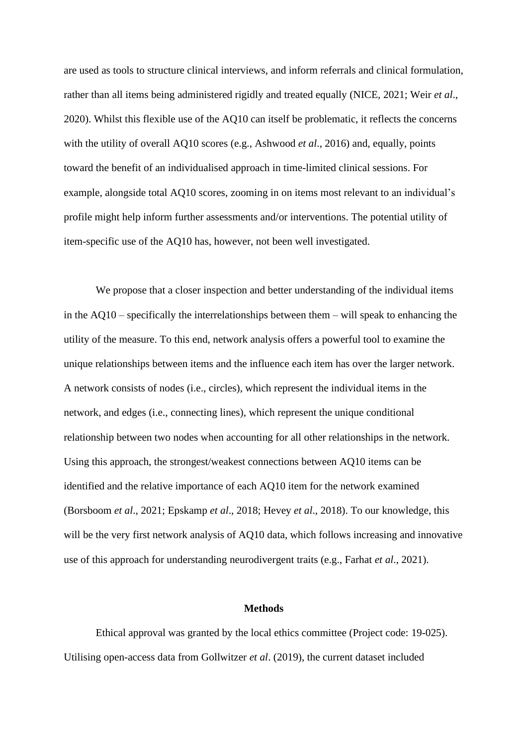are used as tools to structure clinical interviews, and inform referrals and clinical formulation, rather than all items being administered rigidly and treated equally (NICE, 2021; Weir *et al*., 2020). Whilst this flexible use of the AQ10 can itself be problematic, it reflects the concerns with the utility of overall AQ10 scores (e.g., Ashwood *et al*., 2016) and, equally, points toward the benefit of an individualised approach in time-limited clinical sessions. For example, alongside total AQ10 scores, zooming in on items most relevant to an individual's profile might help inform further assessments and/or interventions. The potential utility of item-specific use of the AQ10 has, however, not been well investigated.

We propose that a closer inspection and better understanding of the individual items in the AQ10 – specifically the interrelationships between them – will speak to enhancing the utility of the measure. To this end, network analysis offers a powerful tool to examine the unique relationships between items and the influence each item has over the larger network. A network consists of nodes (i.e., circles), which represent the individual items in the network, and edges (i.e., connecting lines), which represent the unique conditional relationship between two nodes when accounting for all other relationships in the network. Using this approach, the strongest/weakest connections between AQ10 items can be identified and the relative importance of each AQ10 item for the network examined (Borsboom *et al*., 2021; Epskamp *et al*., 2018; Hevey *et al*., 2018). To our knowledge, this will be the very first network analysis of AQ10 data, which follows increasing and innovative use of this approach for understanding neurodivergent traits (e.g., Farhat *et al*., 2021).

## Methods

Ethical approval was granted by the local ethics committee (Project code: 19-025). Utilising open-access data from Gollwitzer *et al*. (2019), the current dataset included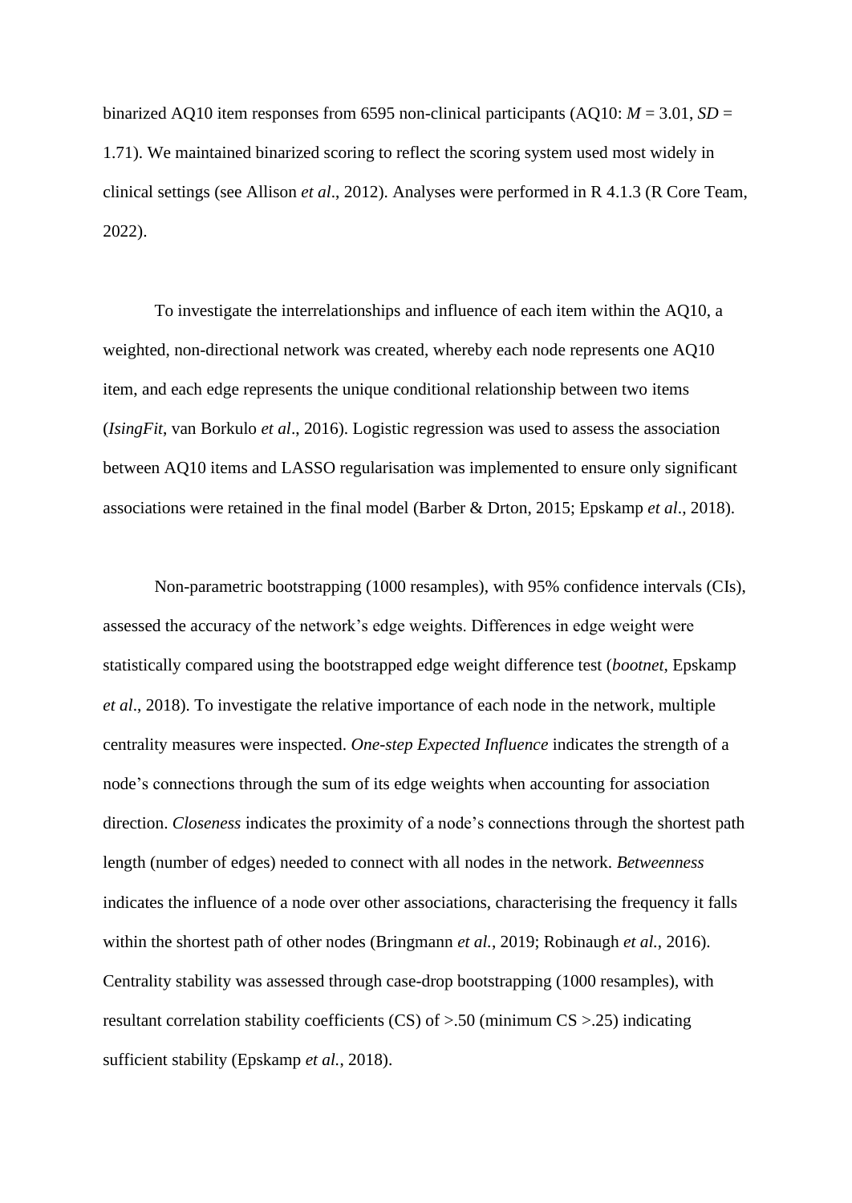binarized AQ10 item responses from 6595 non-clinical participants (AQ10: $M = 3.01$, $SD = 1.71$). We maintained binarized scoring to reflect the scoring system used most widely in clinical settings (see Allison *et al*., 2012). Analyses were performed in R 4.1.3 (R Core Team, 2022).

To investigate the interrelationships and influence of each item within the AQ10, a weighted, non-directional network was created, whereby each node represents one AQ10 item, and each edge represents the unique conditional relationship between two items (*IsingFit*, van Borkulo *et al*., 2016). Logistic regression was used to assess the association between AQ10 items and LASSO regularisation was implemented to ensure only significant associations were retained in the final model (Barber & Drton, 2015; Epskamp *et al*., 2018).

Non-parametric bootstrapping (1000 resamples), with 95% confidence intervals (CIs), assessed the accuracy of the network's edge weights. Differences in edge weight were statistically compared using the bootstrapped edge weight difference test (*bootnet*, Epskamp *et al*., 2018). To investigate the relative importance of each node in the network, multiple centrality measures were inspected. *One-step Expected Influence* indicates the strength of a node's connections through the sum of its edge weights when accounting for association direction. *Closeness* indicates the proximity of a node's connections through the shortest path length (number of edges) needed to connect with all nodes in the network. *Betweenness* indicates the influence of a node over other associations, characterising the frequency it falls within the shortest path of other nodes (Bringmann *et al.*, 2019; Robinaugh *et al.*, 2016). Centrality stability was assessed through case-drop bootstrapping (1000 resamples), with resultant correlation stability coefficients (CS) of >.50 (minimum CS >.25) indicating sufficient stability (Epskamp *et al.*, 2018).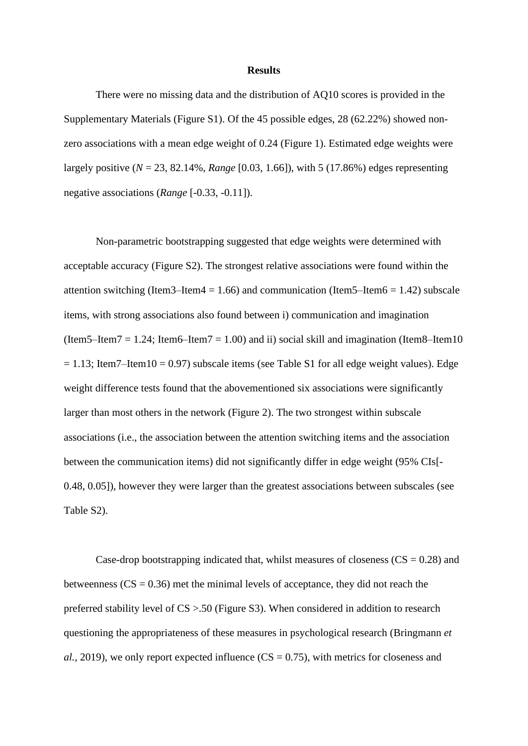# Results

There were no missing data and the distribution of AQ10 scores is provided in the Supplementary Materials (Figure S1). Of the 45 possible edges, 28 (62.22%) showed non-zero associations with a mean edge weight of 0.24 (Figure 1). Estimated edge weights were largely positive (*N* = 23, 82.14%, *Range* [0.03, 1.66]), with 5 (17.86%) edges representing negative associations (*Range* [-0.33, -0.11]).

Non-parametric bootstrapping suggested that edge weights were determined with acceptable accuracy (Figure S2). The strongest relative associations were found within the attention switching (Item3–Item4 = 1.66) and communication (Item5–Item6 = 1.42) subscale items, with strong associations also found between i) communication and imagination (Item5–Item7 = 1.24; Item6–Item7 = 1.00) and ii) social skill and imagination (Item8–Item10 = 1.13; Item7–Item10 = 0.97) subscale items (see Table S1 for all edge weight values). Edge weight difference tests found that the abovementioned six associations were significantly larger than most others in the network (Figure 2). The two strongest within subscale associations (i.e., the association between the attention switching items and the association between the communication items) did not significantly differ in edge weight (95% CIs[-0.48, 0.05]), however they were larger than the greatest associations between subscales (see Table S2).

Case-drop bootstrapping indicated that, whilst measures of closeness (CS = 0.28) and betweenness (CS = 0.36) met the minimal levels of acceptance, they did not reach the preferred stability level of CS >.50 (Figure S3). When considered in addition to research questioning the appropriateness of these measures in psychological research (Bringmann *et al.*, 2019), we only report expected influence (CS = 0.75), with metrics for closeness and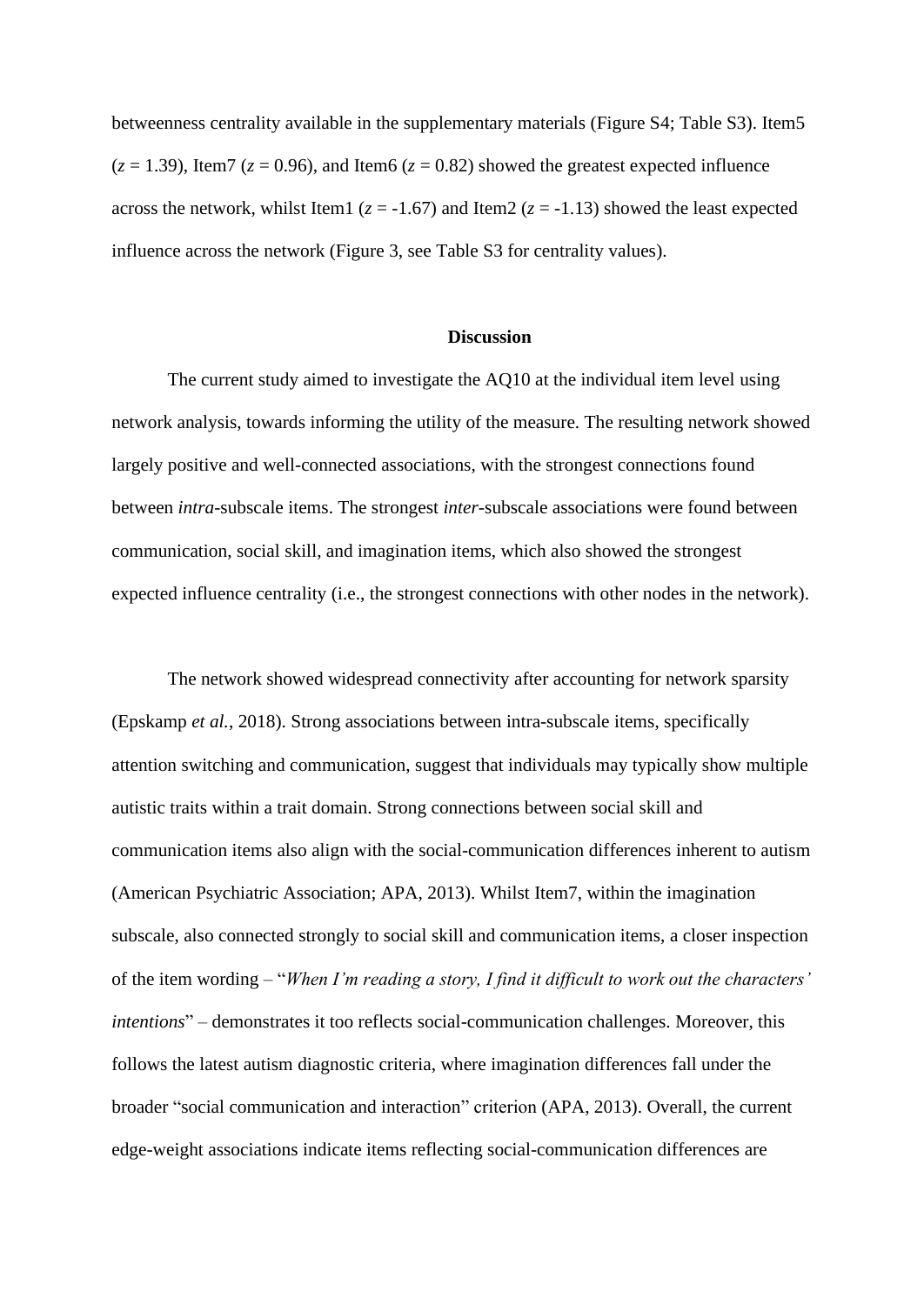betweenness centrality available in the supplementary materials (Figure S4; Table S3). Item5 ($z$ = 1.39), Item7 ($z$ = 0.96), and Item6 ($z$ = 0.82) showed the greatest expected influence across the network, whilst Item1 ($z$ = -1.67) and Item2 ($z$ = -1.13) showed the least expected influence across the network (Figure 3, see Table S3 for centrality values).

## Discussion

The current study aimed to investigate the AQ10 at the individual item level using network analysis, towards informing the utility of the measure. The resulting network showed largely positive and well-connected associations, with the strongest connections found between *intra*-subscale items. The strongest *inter*-subscale associations were found between communication, social skill, and imagination items, which also showed the strongest expected influence centrality (i.e., the strongest connections with other nodes in the network).

The network showed widespread connectivity after accounting for network sparsity (Epskamp *et al.*, 2018). Strong associations between intra-subscale items, specifically attention switching and communication, suggest that individuals may typically show multiple autistic traits within a trait domain. Strong connections between social skill and communication items also align with the social-communication differences inherent to autism (American Psychiatric Association; APA, 2013). Whilst Item7, within the imagination subscale, also connected strongly to social skill and communication items, a closer inspection of the item wording – "*When I'm reading a story, I find it difficult to work out the characters' intentions*" – demonstrates it too reflects social-communication challenges. Moreover, this follows the latest autism diagnostic criteria, where imagination differences fall under the broader "social communication and interaction" criterion (APA, 2013). Overall, the current edge-weight associations indicate items reflecting social-communication differences are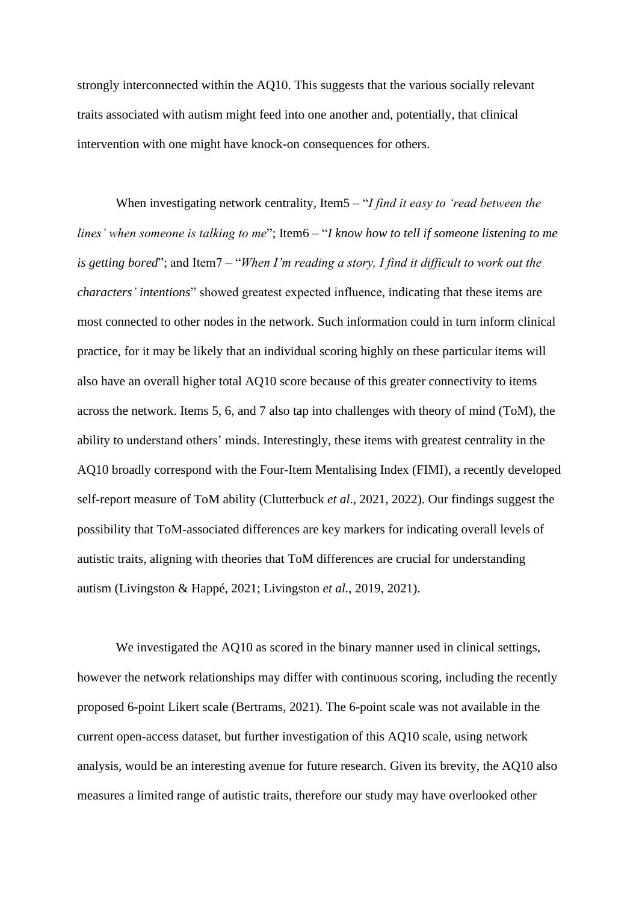strongly interconnected within the AQ10. This suggests that the various socially relevant traits associated with autism might feed into one another and, potentially, that clinical intervention with one might have knock-on consequences for others.

When investigating network centrality, Item5 – "*I find it easy to 'read between the lines' when someone is talking to me*"; Item6 – "*I know how to tell if someone listening to me is getting bored*"; and Item7 – "*When I'm reading a story, I find it difficult to work out the characters' intentions*" showed greatest expected influence, indicating that these items are most connected to other nodes in the network. Such information could in turn inform clinical practice, for it may be likely that an individual scoring highly on these particular items will also have an overall higher total AQ10 score because of this greater connectivity to items across the network. Items 5, 6, and 7 also tap into challenges with theory of mind (ToM), the ability to understand others' minds. Interestingly, these items with greatest centrality in the AQ10 broadly correspond with the Four-Item Mentalising Index (FIMI), a recently developed self-report measure of ToM ability (Clutterbuck *et al*., 2021, 2022). Our findings suggest the possibility that ToM-associated differences are key markers for indicating overall levels of autistic traits, aligning with theories that ToM differences are crucial for understanding autism (Livingston & Happé, 2021; Livingston *et al.*, 2019, 2021).

We investigated the AQ10 as scored in the binary manner used in clinical settings, however the network relationships may differ with continuous scoring, including the recently proposed 6-point Likert scale (Bertrams, 2021). The 6-point scale was not available in the current open-access dataset, but further investigation of this AQ10 scale, using network analysis, would be an interesting avenue for future research. Given its brevity, the AQ10 also measures a limited range of autistic traits, therefore our study may have overlooked other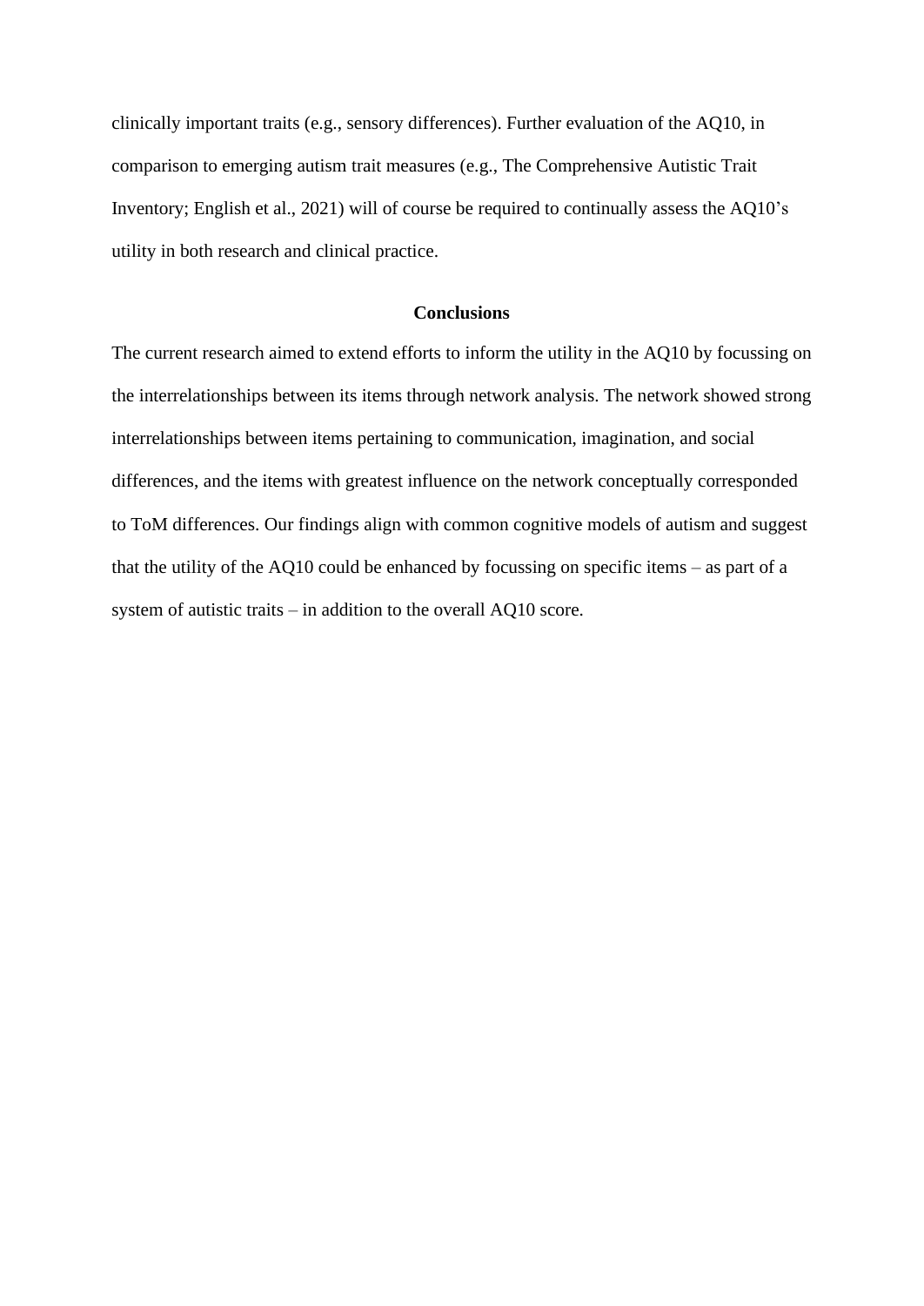clinically important traits (e.g., sensory differences). Further evaluation of the AQ10, in comparison to emerging autism trait measures (e.g., The Comprehensive Autistic Trait Inventory; English et al., 2021) will of course be required to continually assess the AQ10's utility in both research and clinical practice.

## Conclusions

The current research aimed to extend efforts to inform the utility in the AQ10 by focussing on the interrelationships between its items through network analysis. The network showed strong interrelationships between items pertaining to communication, imagination, and social differences, and the items with greatest influence on the network conceptually corresponded to ToM differences. Our findings align with common cognitive models of autism and suggest that the utility of the AQ10 could be enhanced by focussing on specific items – as part of a system of autistic traits – in addition to the overall AQ10 score.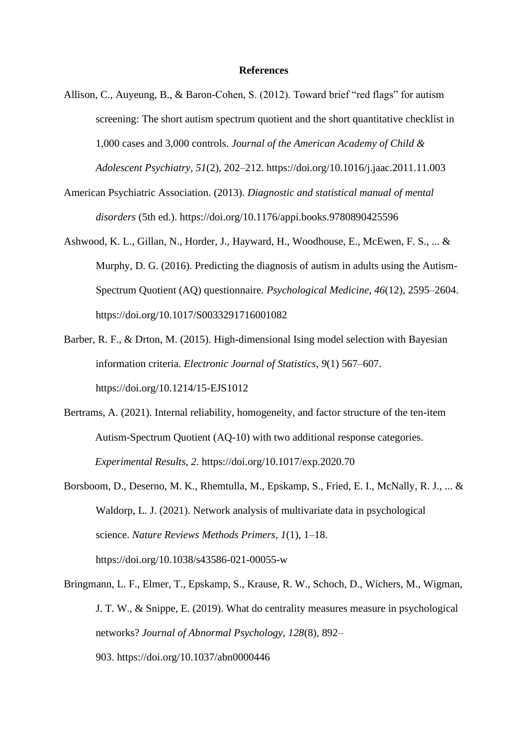**References**

Allison, C., Auyeung, B., & Baron-Cohen, S. (2012). Toward brief “red flags” for autism screening: The short autism spectrum quotient and the short quantitative checklist in 1,000 cases and 3,000 controls. *Journal of the American Academy of Child & Adolescent Psychiatry*, *51*(2), 202–212. https://doi.org/10.1016/j.jaac.2011.11.003

American Psychiatric Association. (2013). *Diagnostic and statistical manual of mental disorders* (5th ed.). https://doi.org/10.1176/appi.books.9780890425596

Ashwood, K. L., Gillan, N., Horder, J., Hayward, H., Woodhouse, E., McEwen, F. S., ... & Murphy, D. G. (2016). Predicting the diagnosis of autism in adults using the Autism-Spectrum Quotient (AQ) questionnaire. *Psychological Medicine*, *46*(12), 2595–2604. https://doi.org/10.1017/S0033291716001082

Barber, R. F., & Drton, M. (2015). High-dimensional Ising model selection with Bayesian information criteria. *Electronic Journal of Statistics*, *9*(1) 567–607. https://doi.org/10.1214/15-EJS1012

Bertrams, A. (2021). Internal reliability, homogeneity, and factor structure of the ten-item Autism-Spectrum Quotient (AQ-10) with two additional response categories. *Experimental Results*, *2*. https://doi.org/10.1017/exp.2020.70

Borsboom, D., Deserno, M. K., Rhemtulla, M., Epskamp, S., Fried, E. I., McNally, R. J., ... & Waldorp, L. J. (2021). Network analysis of multivariate data in psychological science. *Nature Reviews Methods Primers*, *1*(1), 1–18. https://doi.org/10.1038/s43586-021-00055-w

Bringmann, L. F., Elmer, T., Epskamp, S., Krause, R. W., Schoch, D., Wichers, M., Wigman, J. T. W., & Snippe, E. (2019). What do centrality measures measure in psychological networks? *Journal of Abnormal Psychology, 128*(8), 892–903. https://doi.org/10.1037/abn0000446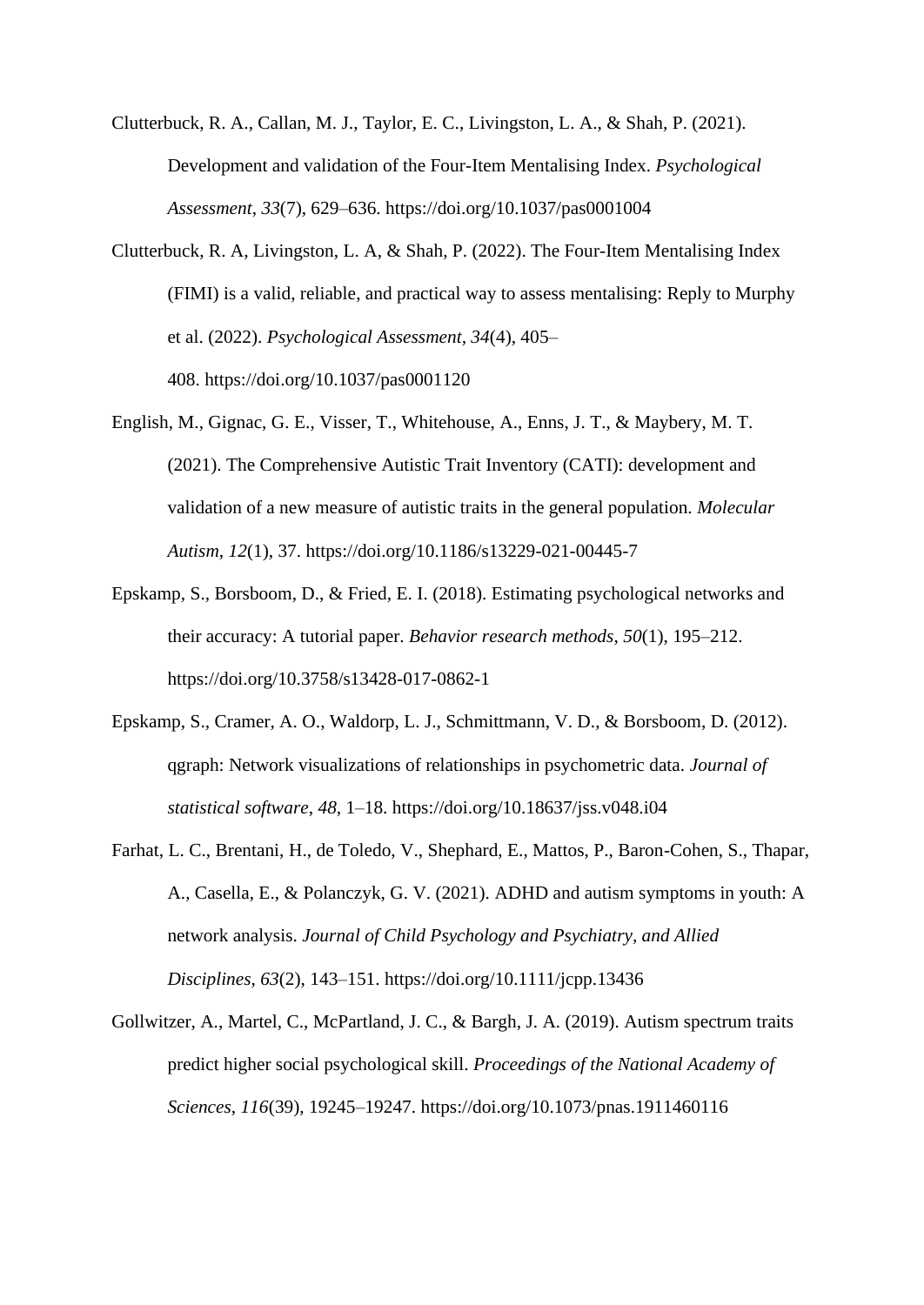Clutterbuck, R. A., Callan, M. J., Taylor, E. C., Livingston, L. A., & Shah, P. (2021). Development and validation of the Four-Item Mentalising Index. *Psychological Assessment*, *33*(7), 629–636. https://doi.org/10.1037/pas0001004

Clutterbuck, R. A, Livingston, L. A, & Shah, P. (2022). The Four-Item Mentalising Index (FIMI) is a valid, reliable, and practical way to assess mentalising: Reply to Murphy et al. (2022). *Psychological Assessment*, *34*(4), 405–408. https://doi.org/10.1037/pas0001120

English, M., Gignac, G. E., Visser, T., Whitehouse, A., Enns, J. T., & Maybery, M. T. (2021). The Comprehensive Autistic Trait Inventory (CATI): development and validation of a new measure of autistic traits in the general population. *Molecular Autism*, *12*(1), 37. https://doi.org/10.1186/s13229-021-00445-7

Epskamp, S., Borsboom, D., & Fried, E. I. (2018). Estimating psychological networks and their accuracy: A tutorial paper. *Behavior research methods*, *50*(1), 195–212. https://doi.org/10.3758/s13428-017-0862-1

Epskamp, S., Cramer, A. O., Waldorp, L. J., Schmittmann, V. D., & Borsboom, D. (2012). qgraph: Network visualizations of relationships in psychometric data. *Journal of statistical software*, *48*, 1–18. https://doi.org/10.18637/jss.v048.i04

Farhat, L. C., Brentani, H., de Toledo, V., Shephard, E., Mattos, P., Baron-Cohen, S., Thapar, A., Casella, E., & Polanczyk, G. V. (2021). ADHD and autism symptoms in youth: A network analysis. *Journal of Child Psychology and Psychiatry, and Allied Disciplines*, *63*(2), 143–151. https://doi.org/10.1111/jcpp.13436

Gollwitzer, A., Martel, C., McPartland, J. C., & Bargh, J. A. (2019). Autism spectrum traits predict higher social psychological skill. *Proceedings of the National Academy of Sciences*, *116*(39), 19245–19247. https://doi.org/10.1073/pnas.1911460116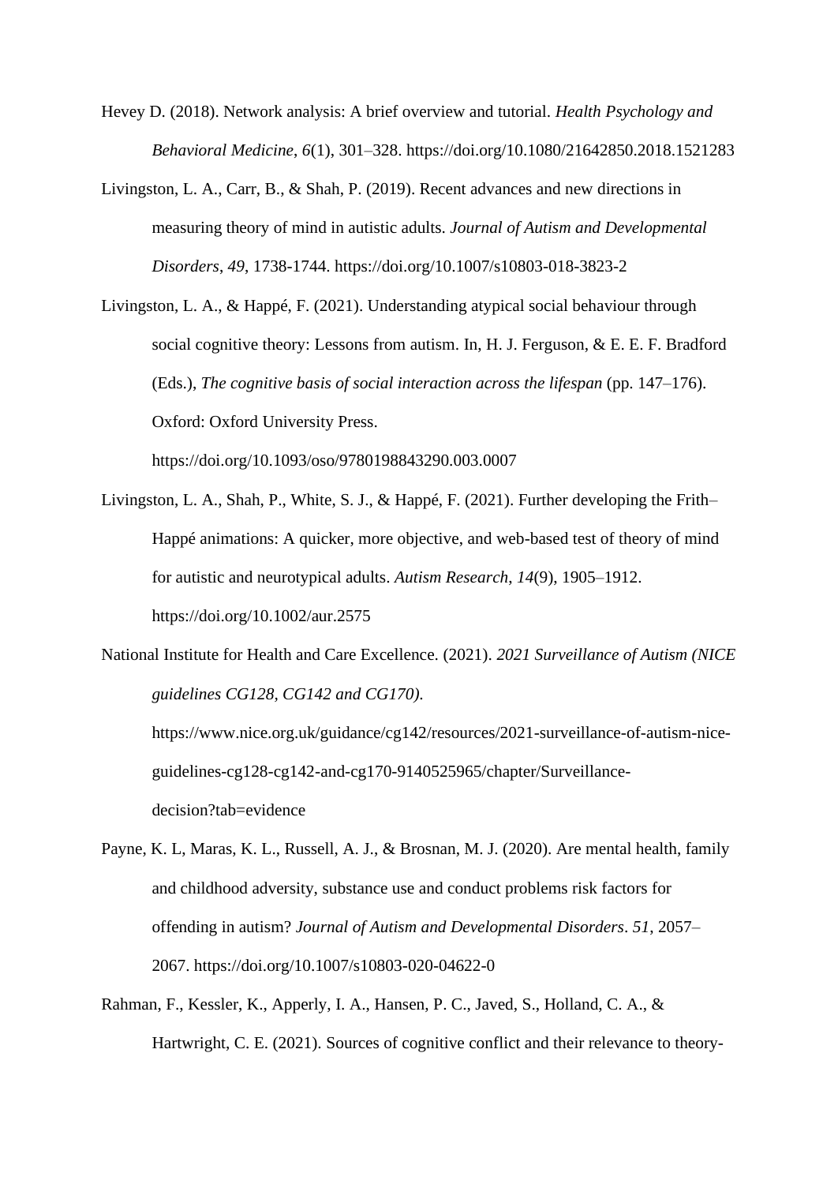Hevey D. (2018). Network analysis: A brief overview and tutorial. *Health Psychology and Behavioral Medicine*, *6*(1), 301–328. https://doi.org/10.1080/21642850.2018.1521283

Livingston, L. A., Carr, B., & Shah, P. (2019). Recent advances and new directions in measuring theory of mind in autistic adults. *Journal of Autism and Developmental Disorders*, *49*, 1738-1744. https://doi.org/10.1007/s10803-018-3823-2

Livingston, L. A., & Happé, F. (2021). Understanding atypical social behaviour through social cognitive theory: Lessons from autism. In, H. J. Ferguson, & E. E. F. Bradford (Eds.), *The cognitive basis of social interaction across the lifespan* (pp. 147–176). Oxford: Oxford University Press. https://doi.org/10.1093/oso/9780198843290.003.0007

Livingston, L. A., Shah, P., White, S. J., & Happé, F. (2021). Further developing the Frith–Happé animations: A quicker, more objective, and web-based test of theory of mind for autistic and neurotypical adults. *Autism Research*, *14*(9), 1905–1912. https://doi.org/10.1002/aur.2575

National Institute for Health and Care Excellence. (2021). *2021 Surveillance of Autism (NICE guidelines CG128, CG142 and CG170).* https://www.nice.org.uk/guidance/cg142/resources/2021-surveillance-of-autism-nice-guidelines-cg128-cg142-and-cg170-9140525965/chapter/Surveillance-decision?tab=evidence

Payne, K. L, Maras, K. L., Russell, A. J., & Brosnan, M. J. (2020). Are mental health, family and childhood adversity, substance use and conduct problems risk factors for offending in autism? *Journal of Autism and Developmental Disorders*. *51*, 2057–2067. https://doi.org/10.1007/s10803-020-04622-0

Rahman, F., Kessler, K., Apperly, I. A., Hansen, P. C., Javed, S., Holland, C. A., & Hartwright, C. E. (2021). Sources of cognitive conflict and their relevance to theory-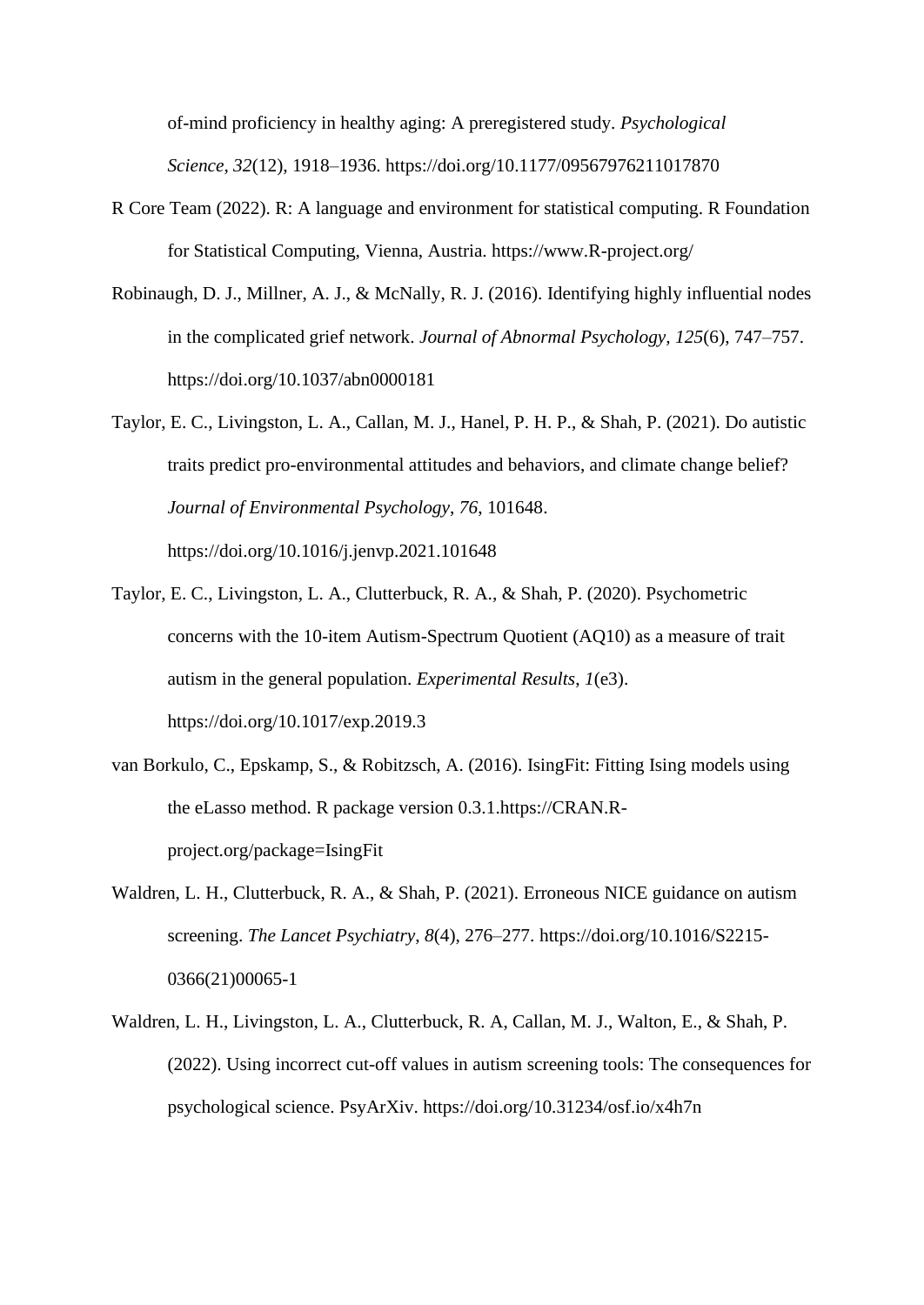of-mind proficiency in healthy aging: A preregistered study. *Psychological Science*, *32*(12), 1918–1936. https://doi.org/10.1177/09567976211017870

R Core Team (2022). R: A language and environment for statistical computing. R Foundation for Statistical Computing, Vienna, Austria. https://www.R-project.org/

Robinaugh, D. J., Millner, A. J., & McNally, R. J. (2016). Identifying highly influential nodes in the complicated grief network. *Journal of Abnormal Psychology*, *125*(6), 747–757. https://doi.org/10.1037/abn0000181

Taylor, E. C., Livingston, L. A., Callan, M. J., Hanel, P. H. P., & Shah, P. (2021). Do autistic traits predict pro-environmental attitudes and behaviors, and climate change belief? *Journal of Environmental Psychology*, *76*, 101648. https://doi.org/10.1016/j.jenvp.2021.101648

Taylor, E. C., Livingston, L. A., Clutterbuck, R. A., & Shah, P. (2020). Psychometric concerns with the 10-item Autism-Spectrum Quotient (AQ10) as a measure of trait autism in the general population. *Experimental Results*, *1*(e3). https://doi.org/10.1017/exp.2019.3

van Borkulo, C., Epskamp, S., & Robitzsch, A. (2016). IsingFit: Fitting Ising models using the eLasso method. R package version 0.3.1.https://CRAN.R-project.org/package=IsingFit

Waldren, L. H., Clutterbuck, R. A., & Shah, P. (2021). Erroneous NICE guidance on autism screening. *The Lancet Psychiatry*, *8*(4), 276–277. https://doi.org/10.1016/S2215-0366(21)00065-1

Waldren, L. H., Livingston, L. A., Clutterbuck, R. A, Callan, M. J., Walton, E., & Shah, P. (2022). Using incorrect cut-off values in autism screening tools: The consequences for psychological science. PsyArXiv. https://doi.org/10.31234/osf.io/x4h7n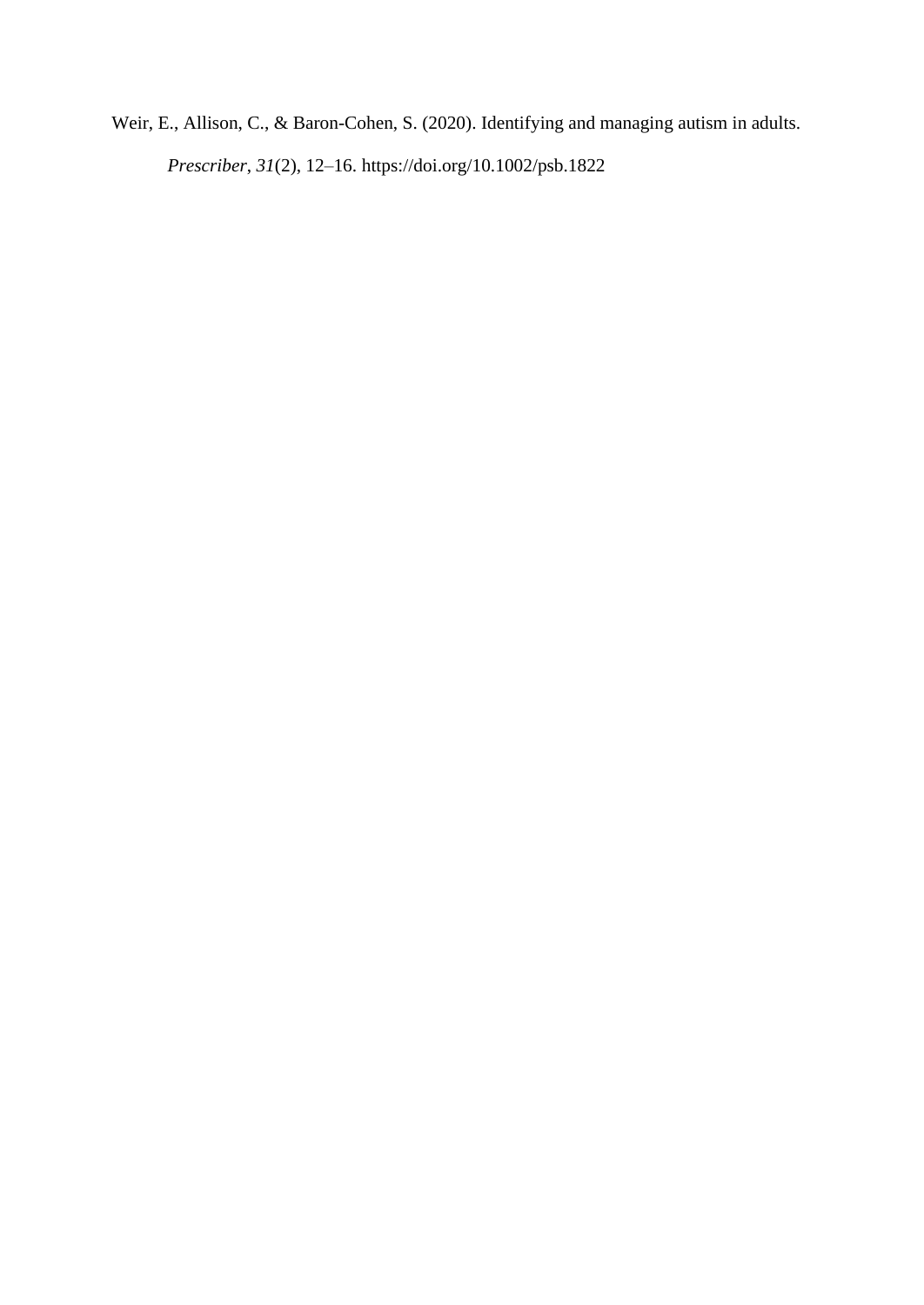Weir, E., Allison, C., & Baron-Cohen, S. (2020). Identifying and managing autism in adults. *Prescriber*, *31*(2), 12–16. https://doi.org/10.1002/psb.1822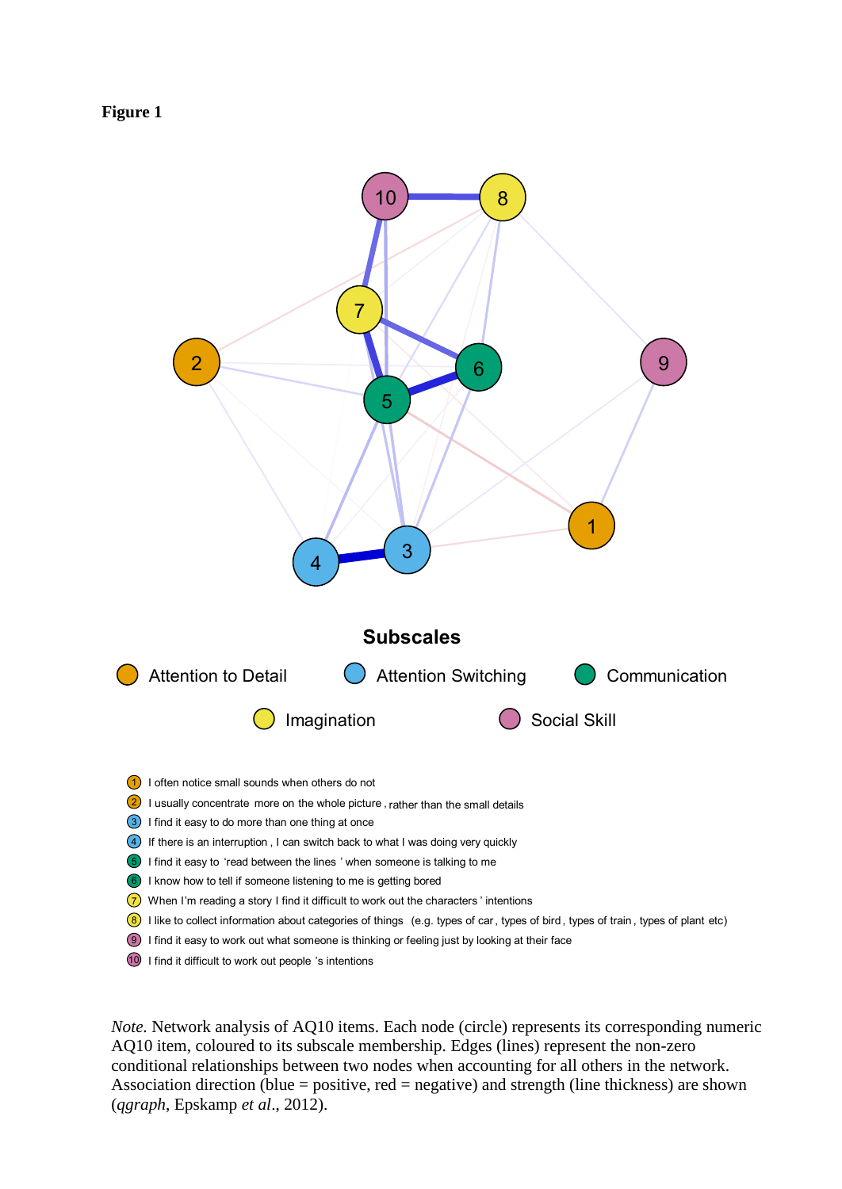**Figure 1**

**Subscales**

Attention to Detail | Attention Switching | Communication | Imagination | Social Skill

1. I often notice small sounds when others do not
2. I usually concentrate more on the whole picture, rather than the small details
3. I find it easy to do more than one thing at once
4. If there is an interruption, I can switch back to what I was doing very quickly
5. I find it easy to 'read between the lines' when someone is talking to me
6. I know how to tell if someone listening to me is getting bored
7. When I'm reading a story I find it difficult to work out the characters' intentions
8. I like to collect information about categories of things (e.g. types of car, types of bird, types of train, types of plant etc)
9. I find it easy to work out what someone is thinking or feeling just by looking at their face
10. I find it difficult to work out people's intentions

*Note.* Network analysis of AQ10 items. Each node (circle) represents its corresponding numeric AQ10 item, coloured to its subscale membership. Edges (lines) represent the non-zero conditional relationships between two nodes when accounting for all others in the network. Association direction (blue = positive, red = negative) and strength (line thickness) are shown (*qgraph*, Epskamp *et al*., 2012).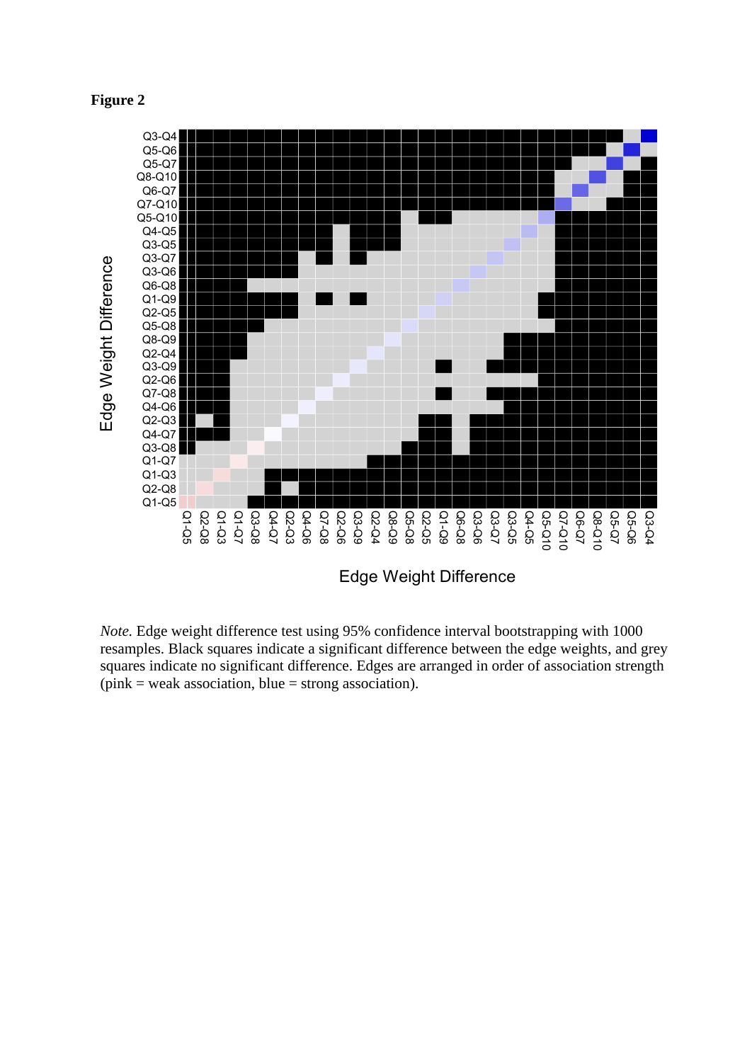**Figure 2**

*Note.* Edge weight difference test using 95% confidence interval bootstrapping with 1000 resamples. Black squares indicate a significant difference between the edge weights, and grey squares indicate no significant difference. Edges are arranged in order of association strength (pink = weak association, blue = strong association).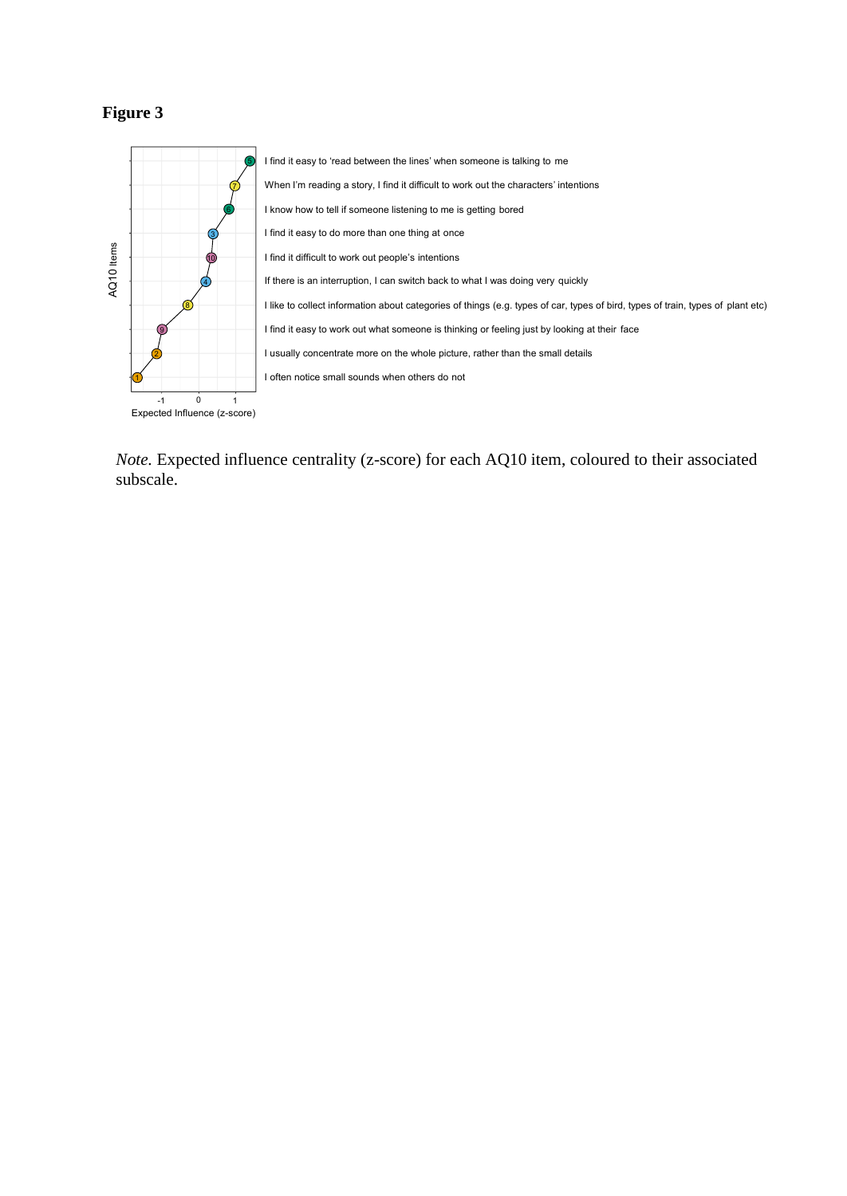**Figure 3**

AQ10 Items

Expected Influence (z-score)

-1 0 1

5 I find it easy to 'read between the lines' when someone is talking to me

7 When I'm reading a story, I find it difficult to work out the characters' intentions

6 I know how to tell if someone listening to me is getting bored

3 I find it easy to do more than one thing at once

10 I find it difficult to work out people's intentions

4 If there is an interruption, I can switch back to what I was doing very quickly

8 I like to collect information about categories of things (e.g. types of car, types of bird, types of train, types of plant etc)

9 I find it easy to work out what someone is thinking or feeling just by looking at their face

2 I usually concentrate more on the whole picture, rather than the small details

1 I often notice small sounds when others do not

*Note.* Expected influence centrality (z-score) for each AQ10 item, coloured to their associated subscale.